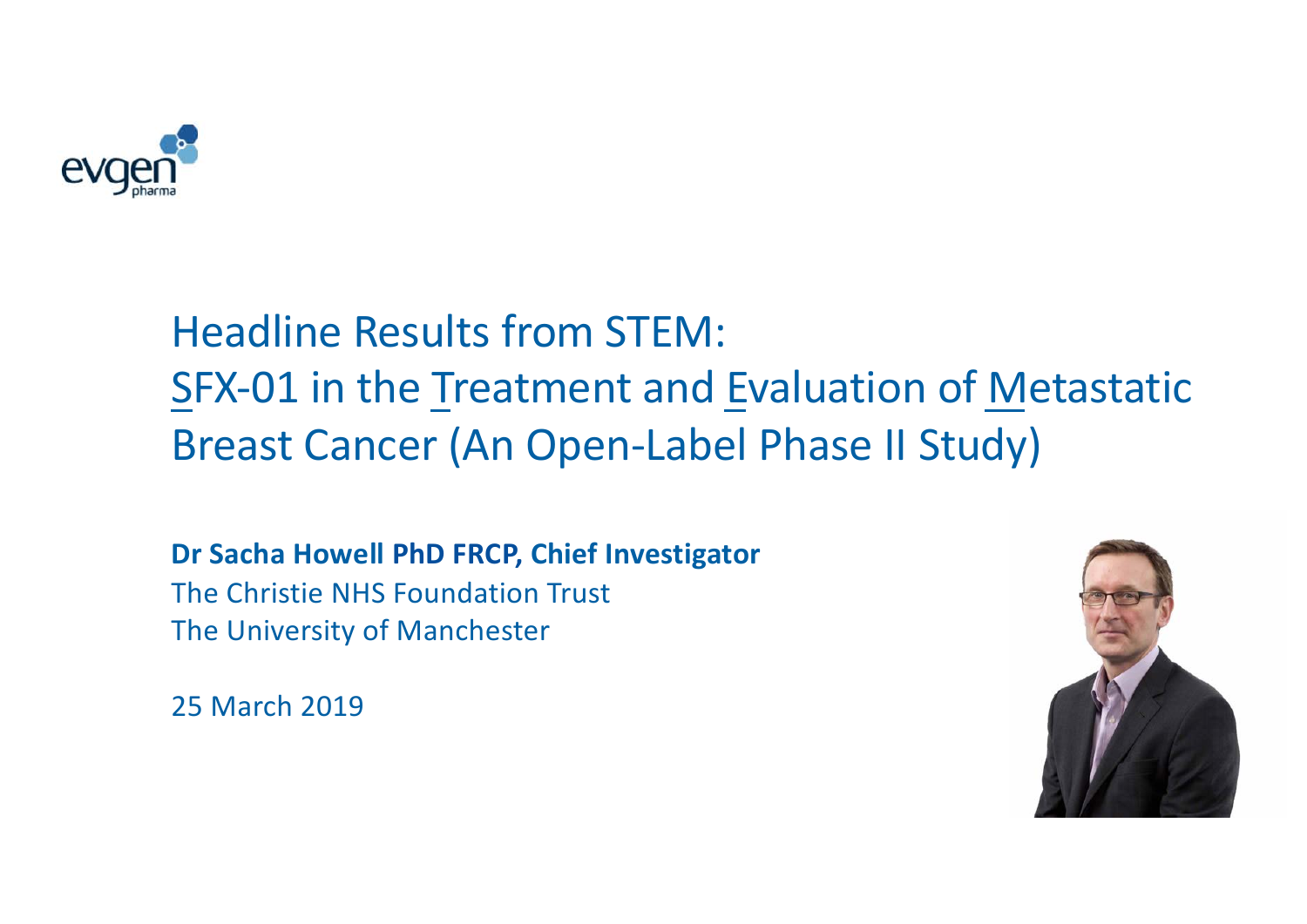evgen pharma

# Headline Results from STEM: SFX-01 in the Treatment and Evaluation of Metastatic Breast Cancer (An Open-Label Phase II Study)

**Dr Sacha Howell PhD FRCP, Chief Investigator**
The Christie NHS Foundation Trust
The University of Manchester

25 March 2019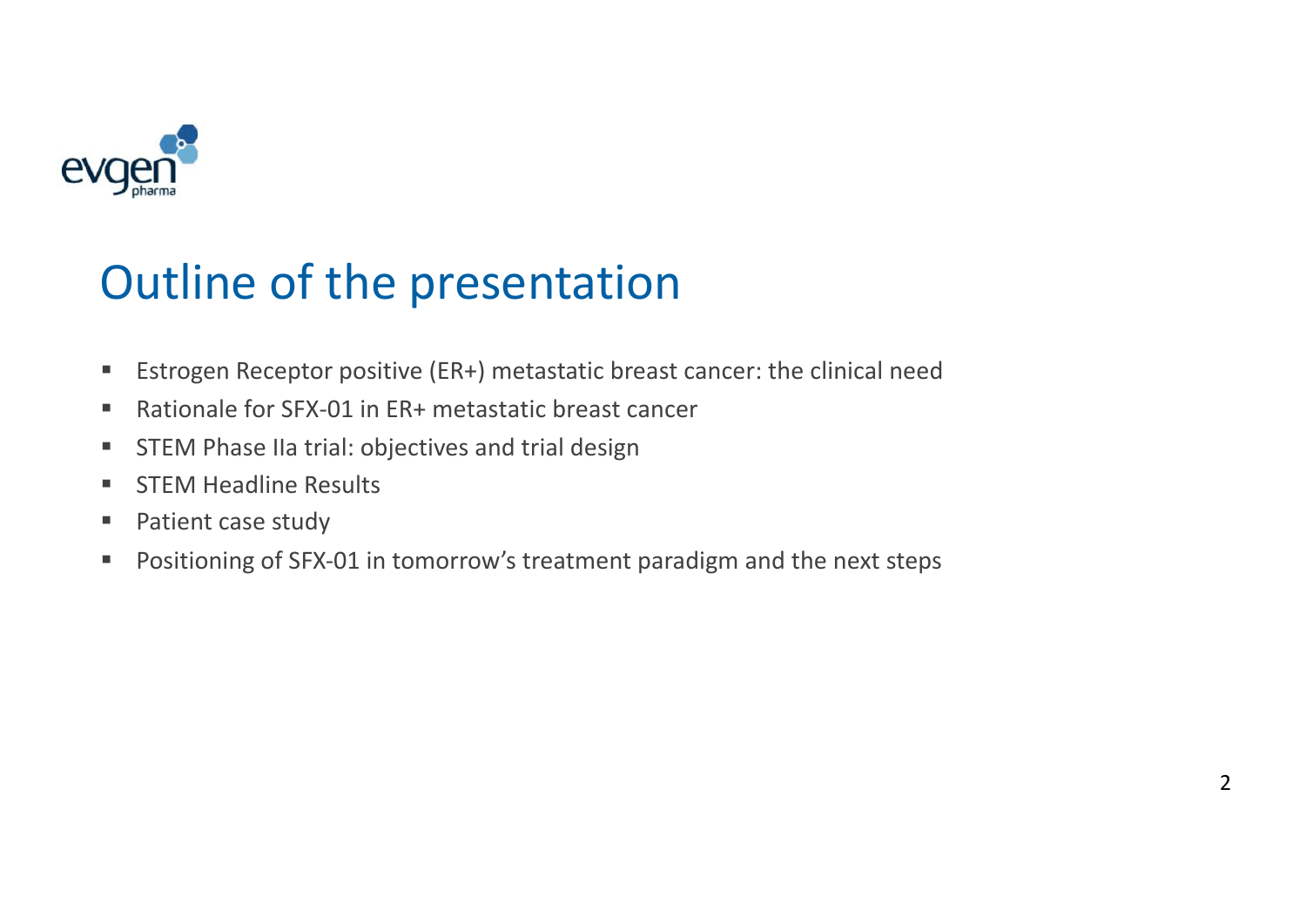# Outline of the presentation

- Estrogen Receptor positive (ER+) metastatic breast cancer: the clinical need
- Rationale for SFX-01 in ER+ metastatic breast cancer
- STEM Phase IIa trial: objectives and trial design
- STEM Headline Results
- Patient case study
- Positioning of SFX-01 in tomorrow's treatment paradigm and the next steps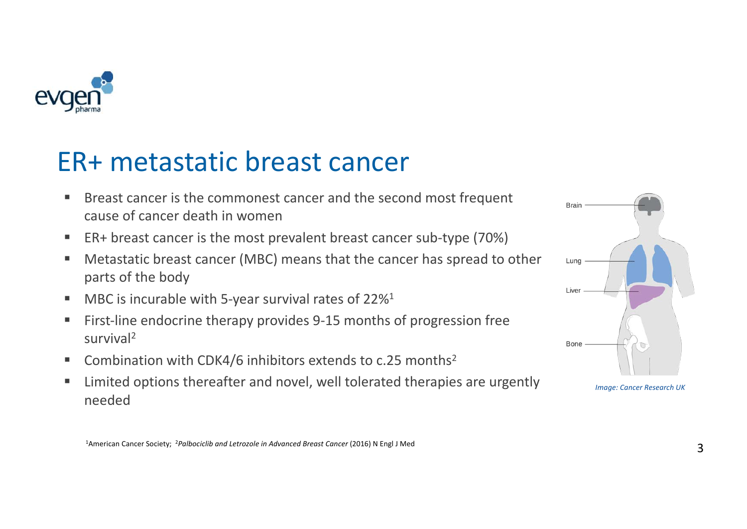# ER+ metastatic breast cancer

- Breast cancer is the commonest cancer and the second most frequent cause of cancer death in women
- ER+ breast cancer is the most prevalent breast cancer sub-type (70%)
- Metastatic breast cancer (MBC) means that the cancer has spread to other parts of the body
- MBC is incurable with 5-year survival rates of 22%[1]
- First-line endocrine therapy provides 9-15 months of progression free survival[2]
- Combination with CDK4/6 inhibitors extends to c.25 months[2]
- Limited options thereafter and novel, well tolerated therapies are urgently needed

Brain

Lung

Liver

Bone

*Image: Cancer Research UK*

[1]American Cancer Society; [2]*Palbociclib and Letrozole in Advanced Breast Cancer* (2016) N Engl J Med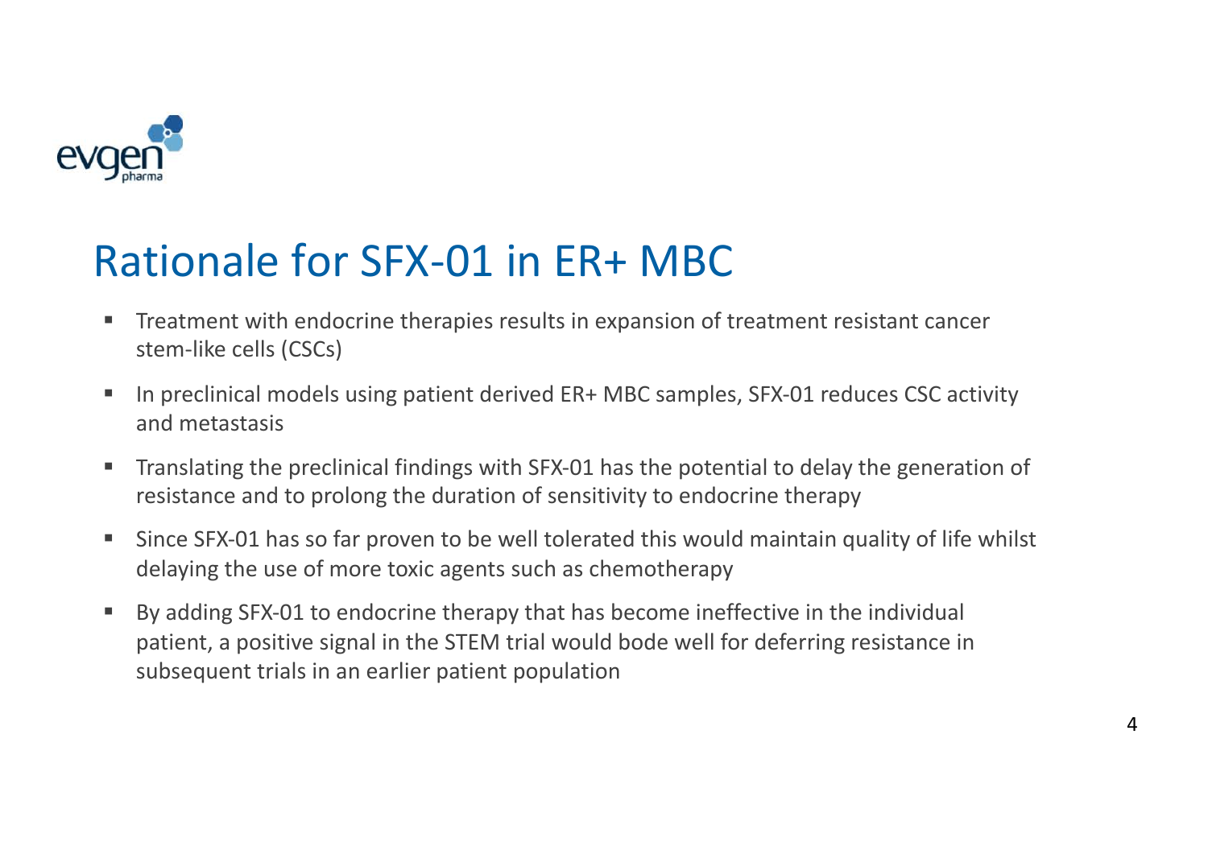# Rationale for SFX-01 in ER+ MBC

- Treatment with endocrine therapies results in expansion of treatment resistant cancer stem-like cells (CSCs)
- In preclinical models using patient derived ER+ MBC samples, SFX-01 reduces CSC activity and metastasis
- Translating the preclinical findings with SFX-01 has the potential to delay the generation of resistance and to prolong the duration of sensitivity to endocrine therapy
- Since SFX-01 has so far proven to be well tolerated this would maintain quality of life whilst delaying the use of more toxic agents such as chemotherapy
- By adding SFX-01 to endocrine therapy that has become ineffective in the individual patient, a positive signal in the STEM trial would bode well for deferring resistance in subsequent trials in an earlier patient population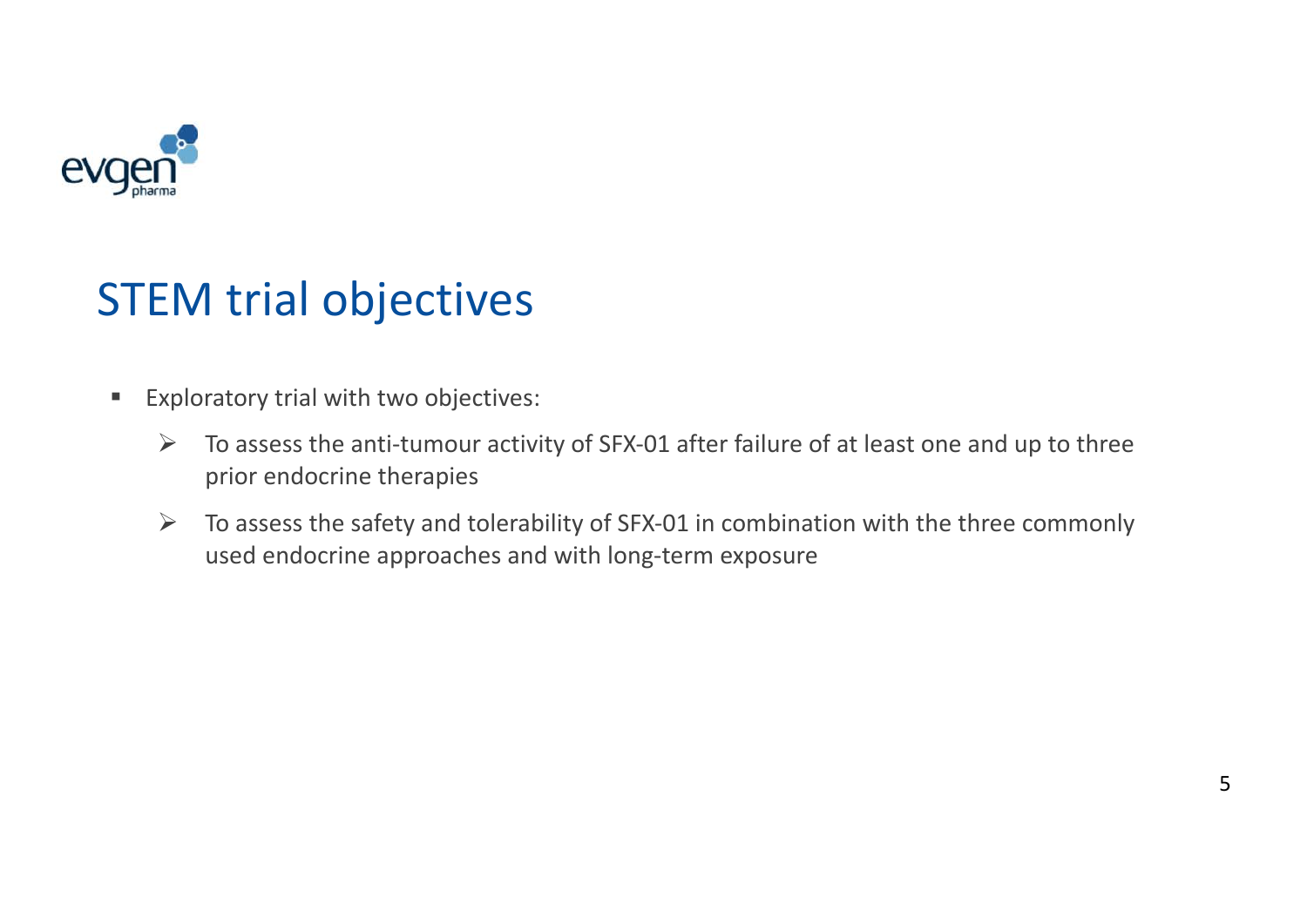# STEM trial objectives

- Exploratory trial with two objectives:
  - To assess the anti-tumour activity of SFX-01 after failure of at least one and up to three prior endocrine therapies
  - To assess the safety and tolerability of SFX-01 in combination with the three commonly used endocrine approaches and with long-term exposure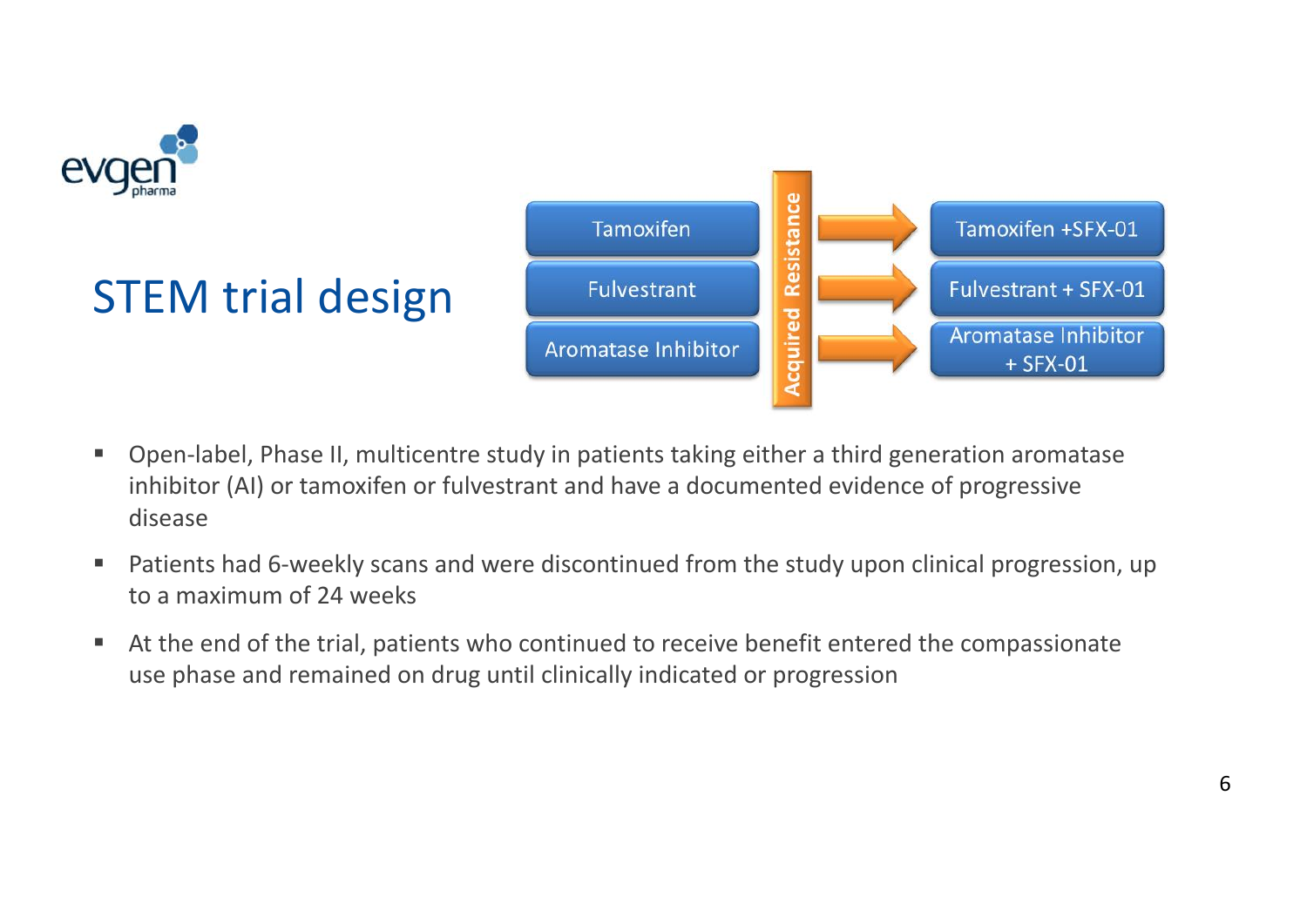# STEM trial design

| | | | |
|---|---|---|---|
| Tamoxifen | Acquired Resistance | → | Tamoxifen +SFX-01 |
| Fulvestrant | | → | Fulvestrant + SFX-01 |
| Aromatase Inhibitor | | → | Aromatase Inhibitor + SFX-01 |

- Open-label, Phase II, multicentre study in patients taking either a third generation aromatase inhibitor (AI) or tamoxifen or fulvestrant and have a documented evidence of progressive disease
- Patients had 6-weekly scans and were discontinued from the study upon clinical progression, up to a maximum of 24 weeks
- At the end of the trial, patients who continued to receive benefit entered the compassionate use phase and remained on drug until clinically indicated or progression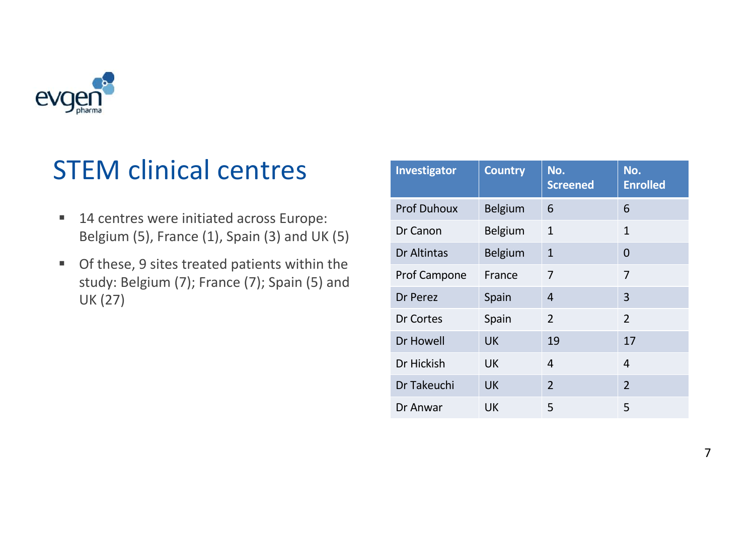# STEM clinical centres

- 14 centres were initiated across Europe: Belgium (5), France (1), Spain (3) and UK (5)
- Of these, 9 sites treated patients within the study: Belgium (7); France (7); Spain (5) and UK (27)

| Investigator | Country | No. Screened | No. Enrolled |
|---|---|---|---|
| Prof Duhoux | Belgium | 6 | 6 |
| Dr Canon | Belgium | 1 | 1 |
| Dr Altintas | Belgium | 1 | 0 |
| Prof Campone | France | 7 | 7 |
| Dr Perez | Spain | 4 | 3 |
| Dr Cortes | Spain | 2 | 2 |
| Dr Howell | UK | 19 | 17 |
| Dr Hickish | UK | 4 | 4 |
| Dr Takeuchi | UK | 2 | 2 |
| Dr Anwar | UK | 5 | 5 |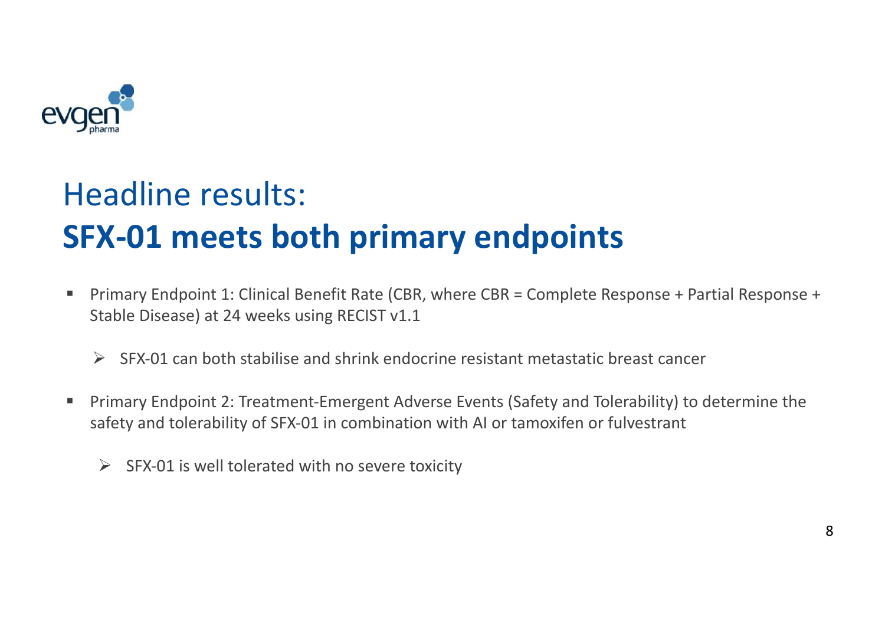# Headline results:
# **SFX-01 meets both primary endpoints**

- Primary Endpoint 1: Clinical Benefit Rate (CBR, where CBR = Complete Response + Partial Response + Stable Disease) at 24 weeks using RECIST v1.1
  - SFX-01 can both stabilise and shrink endocrine resistant metastatic breast cancer
- Primary Endpoint 2: Treatment-Emergent Adverse Events (Safety and Tolerability) to determine the safety and tolerability of SFX-01 in combination with AI or tamoxifen or fulvestrant
  - SFX-01 is well tolerated with no severe toxicity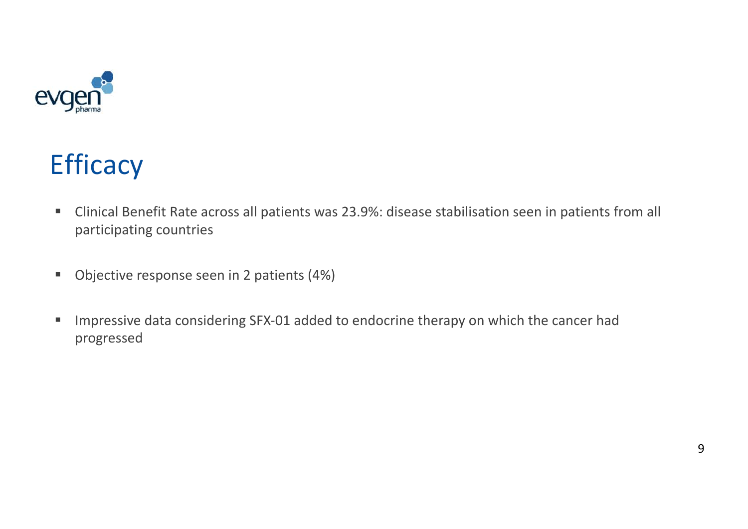# Efficacy

- Clinical Benefit Rate across all patients was 23.9%: disease stabilisation seen in patients from all participating countries
- Objective response seen in 2 patients (4%)
- Impressive data considering SFX-01 added to endocrine therapy on which the cancer had progressed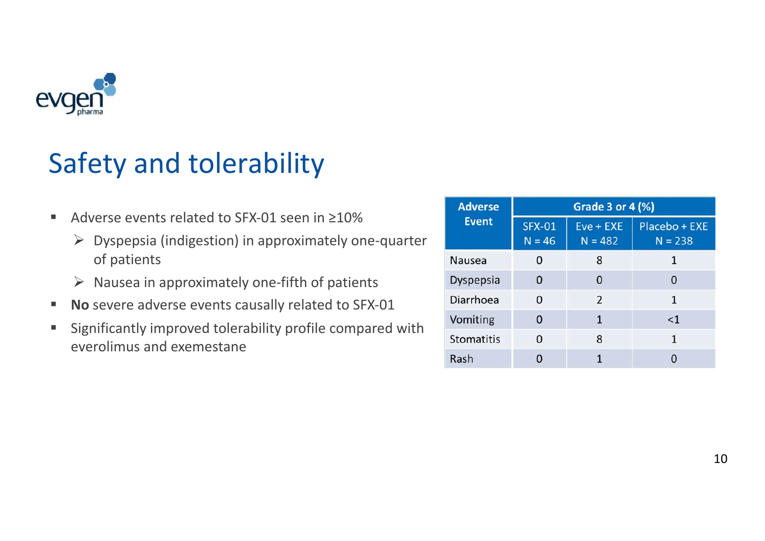# Safety and tolerability

- Adverse events related to SFX-01 seen in ≥10%
  - Dyspepsia (indigestion) in approximately one-quarter of patients
  - Nausea in approximately one-fifth of patients
- **No** severe adverse events causally related to SFX-01
- Significantly improved tolerability profile compared with everolimus and exemestane

| Adverse Event | Grade 3 or 4 (%) | | |
|---|---|---|---|
| | SFX-01 N = 46 | Eve + EXE N = 482 | Placebo + EXE N = 238 |
| Nausea | 0 | 8 | 1 |
| Dyspepsia | 0 | 0 | 0 |
| Diarrhoea | 0 | 2 | 1 |
| Vomiting | 0 | 1 | <1 |
| Stomatitis | 0 | 8 | 1 |
| Rash | 0 | 1 | 0 |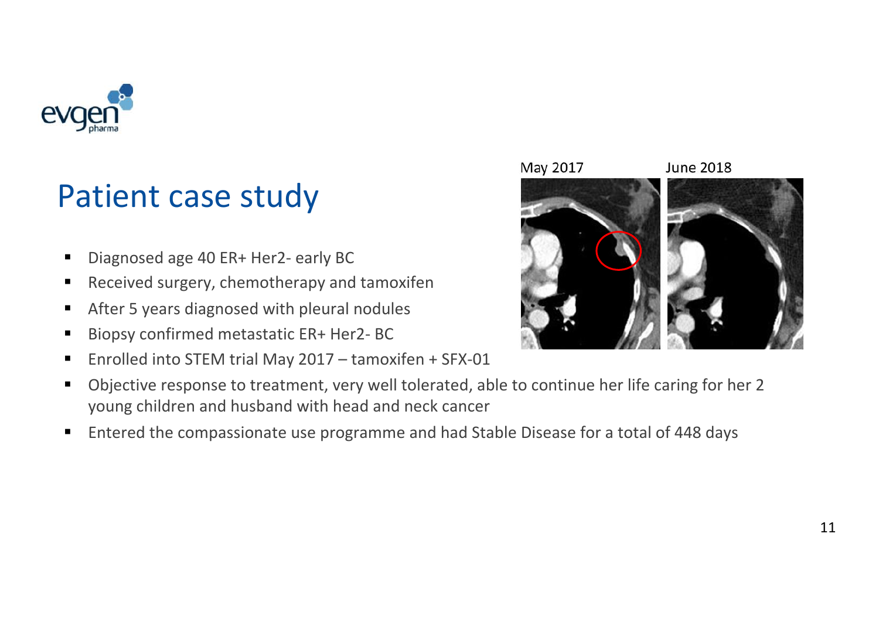# Patient case study

- Diagnosed age 40 ER+ Her2- early BC
- Received surgery, chemotherapy and tamoxifen
- After 5 years diagnosed with pleural nodules
- Biopsy confirmed metastatic ER+ Her2- BC
- Enrolled into STEM trial May 2017 – tamoxifen + SFX-01
- Objective response to treatment, very well tolerated, able to continue her life caring for her 2 young children and husband with head and neck cancer
- Entered the compassionate use programme and had Stable Disease for a total of 448 days

May 2017 June 2018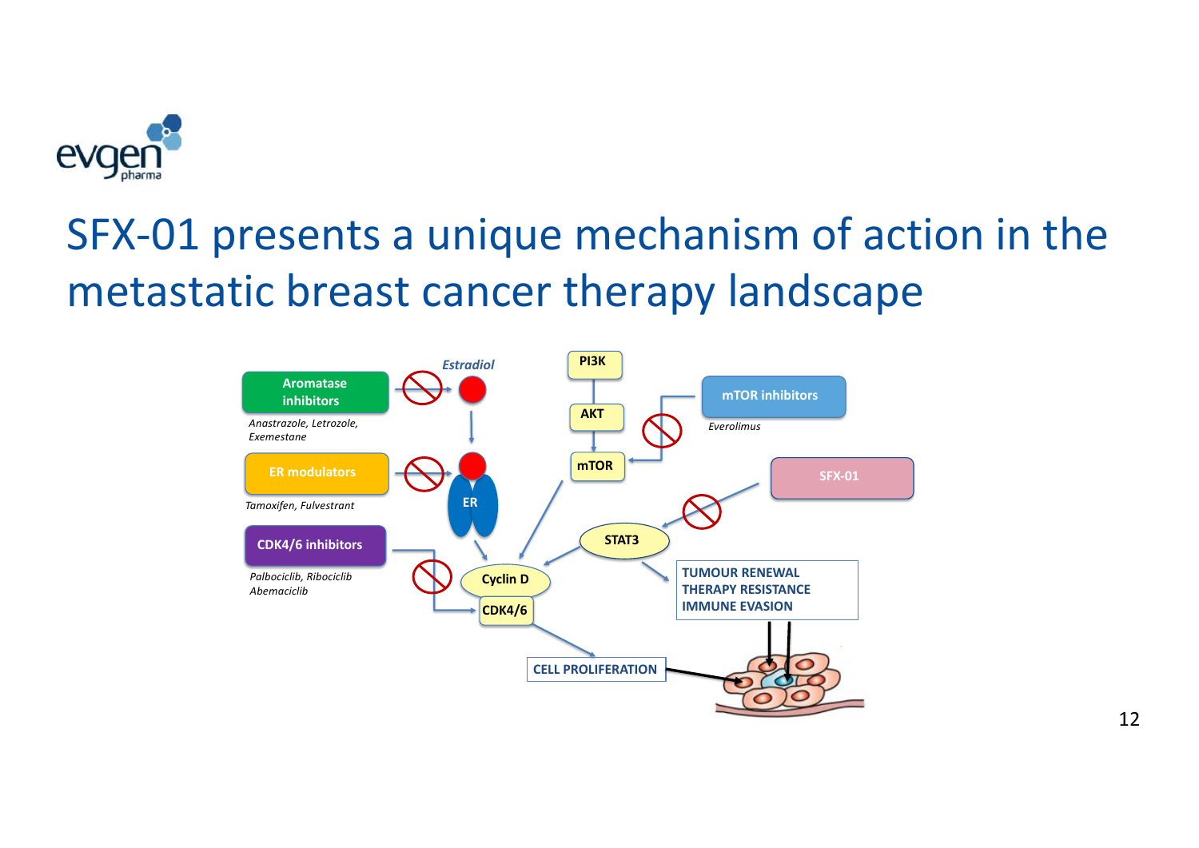# SFX-01 presents a unique mechanism of action in the metastatic breast cancer therapy landscape

**Aromatase inhibitors**
*Anastrazole, Letrozole, Exemestane*

**ER modulators**
*Tamoxifen, Fulvestrant*

**CDK4/6 inhibitors**
*Palbociclib, Ribociclib Abemaciclib*

*Estradiol*

ER

PI3K

AKT

mTOR

**mTOR inhibitors**
*Everolimus*

**SFX-01**

STAT3

Cyclin D

CDK4/6

TUMOUR RENEWAL
THERAPY RESISTANCE
IMMUNE EVASION

CELL PROLIFERATION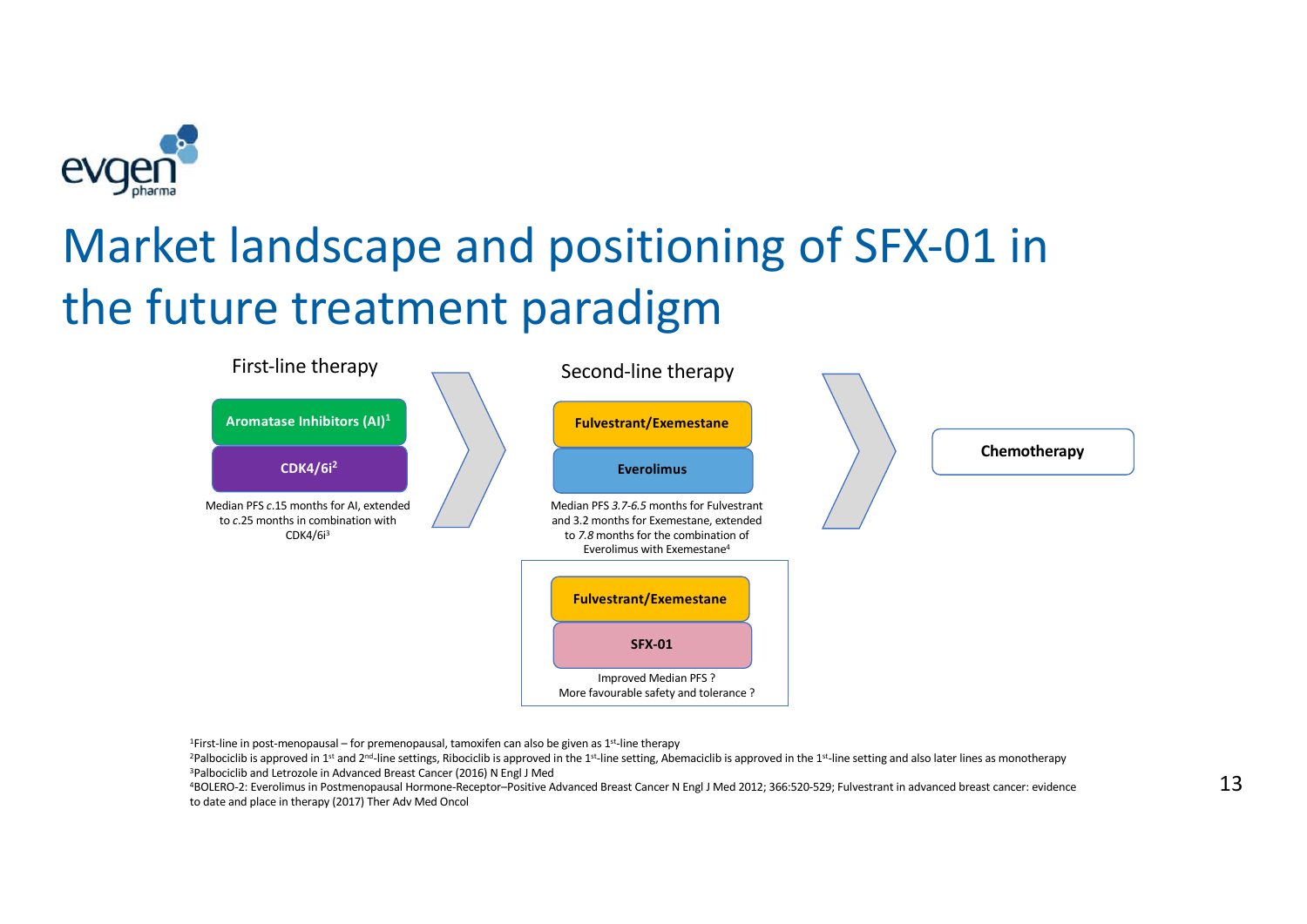# Market landscape and positioning of SFX-01 in the future treatment paradigm

**First-line therapy**

- **Aromatase Inhibitors (AI)**[1]
- **CDK4/6i**[2]

Median PFS *c.*15 months for AI, extended to *c.*25 months in combination with CDK4/6i[3]

**Second-line therapy**

- **Fulvestrant/Exemestane**
- **Everolimus**

Median PFS *3.7-6.5* months for Fulvestrant and 3.2 months for Exemestane, extended to *7.8* months for the combination of Everolimus with Exemestane[4]

- **Fulvestrant/Exemestane**
- **SFX-01**

Improved Median PFS ?
More favourable safety and tolerance ?

**Chemotherapy**

[1]First-line in post-menopausal – for premenopausal, tamoxifen can also be given as 1st-line therapy
[2]Palbociclib is approved in 1st and 2nd-line settings, Ribociclib is approved in the 1st-line setting, Abemaciclib is approved in the 1st-line setting and also later lines as monotherapy
[3]Palbociclib and Letrozole in Advanced Breast Cancer (2016) N Engl J Med
[4]BOLERO-2: Everolimus in Postmenopausal Hormone-Receptor–Positive Advanced Breast Cancer N Engl J Med 2012; 366:520-529; Fulvestrant in advanced breast cancer: evidence to date and place in therapy (2017) Ther Adv Med Oncol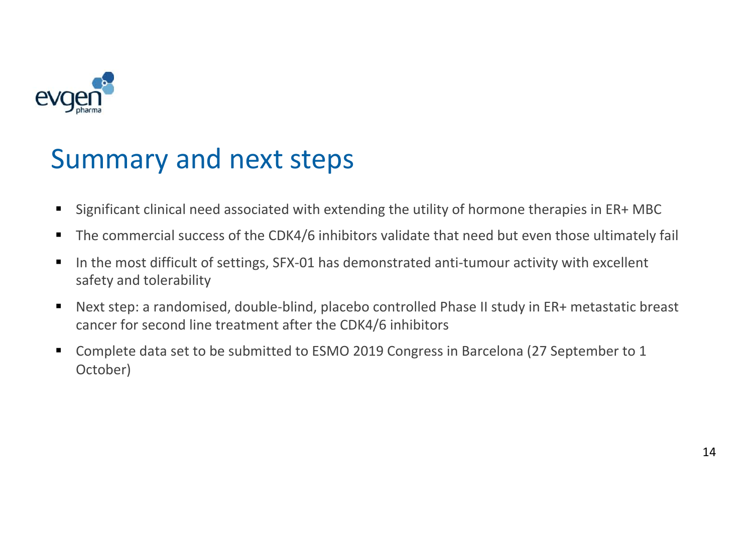# Summary and next steps

- Significant clinical need associated with extending the utility of hormone therapies in ER+ MBC
- The commercial success of the CDK4/6 inhibitors validate that need but even those ultimately fail
- In the most difficult of settings, SFX-01 has demonstrated anti-tumour activity with excellent safety and tolerability
- Next step: a randomised, double-blind, placebo controlled Phase II study in ER+ metastatic breast cancer for second line treatment after the CDK4/6 inhibitors
- Complete data set to be submitted to ESMO 2019 Congress in Barcelona (27 September to 1 October)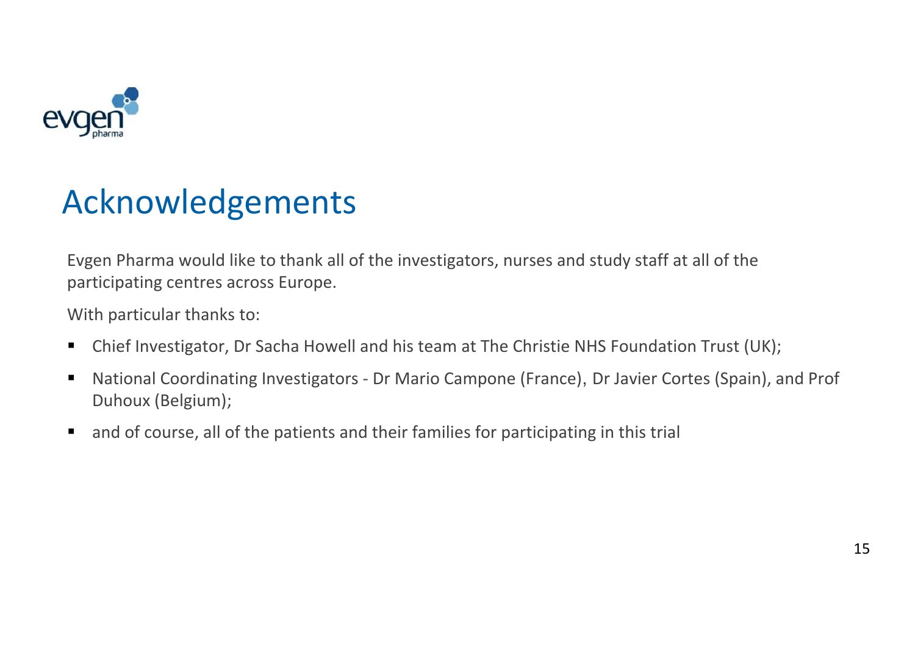# Acknowledgements

Evgen Pharma would like to thank all of the investigators, nurses and study staff at all of the participating centres across Europe.

With particular thanks to:

- Chief Investigator, Dr Sacha Howell and his team at The Christie NHS Foundation Trust (UK);
- National Coordinating Investigators - Dr Mario Campone (France), Dr Javier Cortes (Spain), and Prof Duhoux (Belgium);
- and of course, all of the patients and their families for participating in this trial